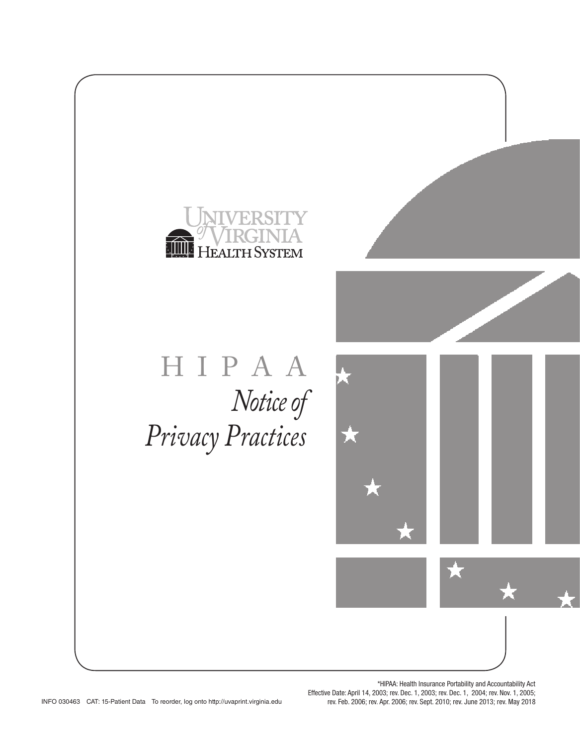University of Virginia Health System

# HIPAA Notice of Privacy Practices

*HIPAA: Health Insurance Portability and Accountability Act

Effective Date: April 14, 2003; rev. Dec. 1, 2003; rev. Dec. 1, 2004; rev. Nov. 1, 2005; rev. Feb. 2006; rev. Apr. 2006; rev. Sept. 2010; rev. June 2013; rev. May 2018

INFO 030463 CAT: 15-Patient Data To reorder, log onto http://uvaprint.virginia.edu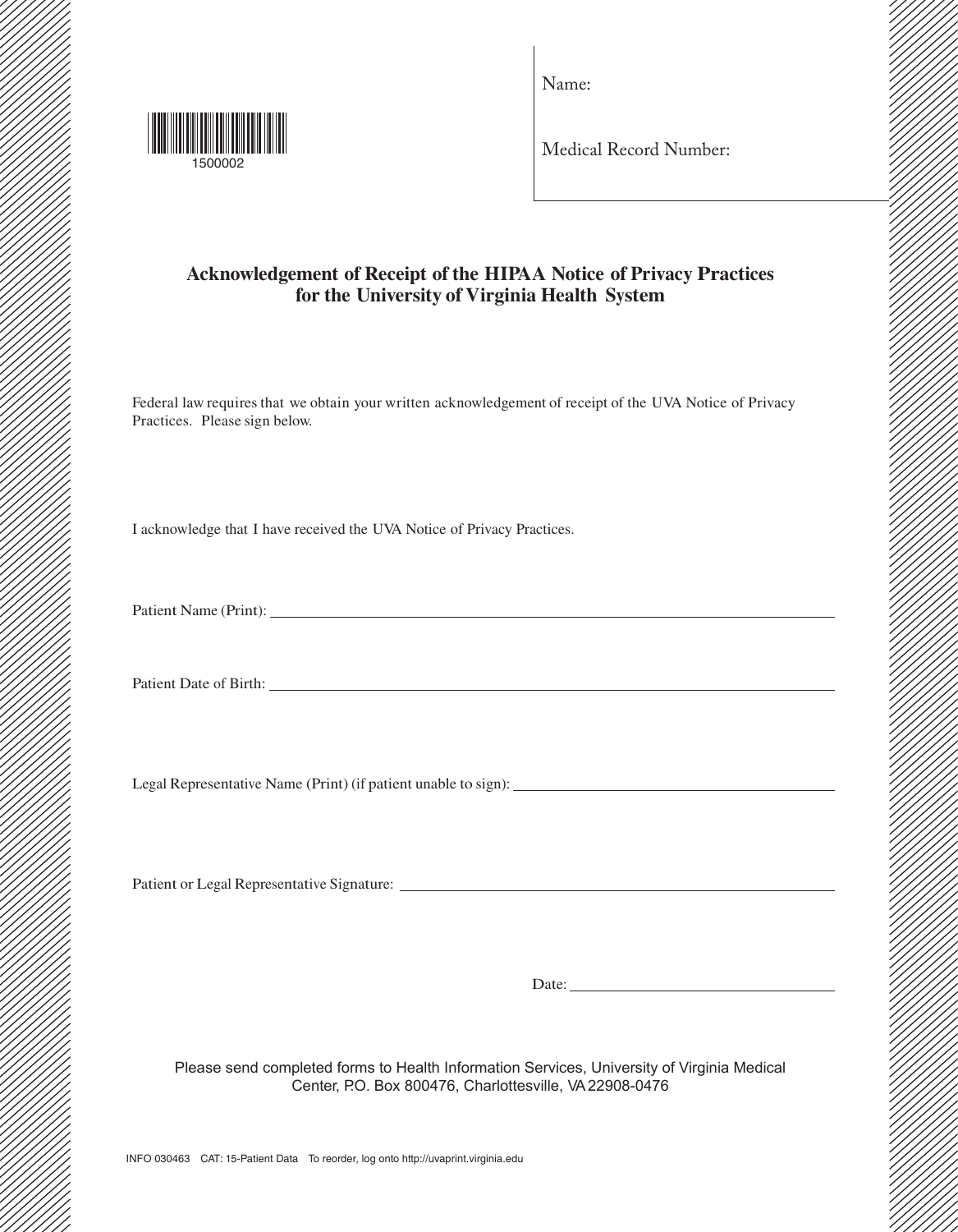1500002

Name:

Medical Record Number:

## Acknowledgement of Receipt of the HIPAA Notice of Privacy Practices for the University of Virginia Health System

Federal law requires that we obtain your written acknowledgement of receipt of the UVA Notice of Privacy Practices. Please sign below.

I acknowledge that I have received the UVA Notice of Privacy Practices.

Patient Name (Print): ______________________________

Patient Date of Birth: ______________________________

Legal Representative Name (Print) (if patient unable to sign): ______________________________

Patient or Legal Representative Signature: ______________________________

Date: ______________________________

Please send completed forms to Health Information Services, University of Virginia Medical Center, P.O. Box 800476, Charlottesville, VA 22908-0476

INFO 030463 CAT: 15-Patient Data To reorder, log onto http://uvaprint.virginia.edu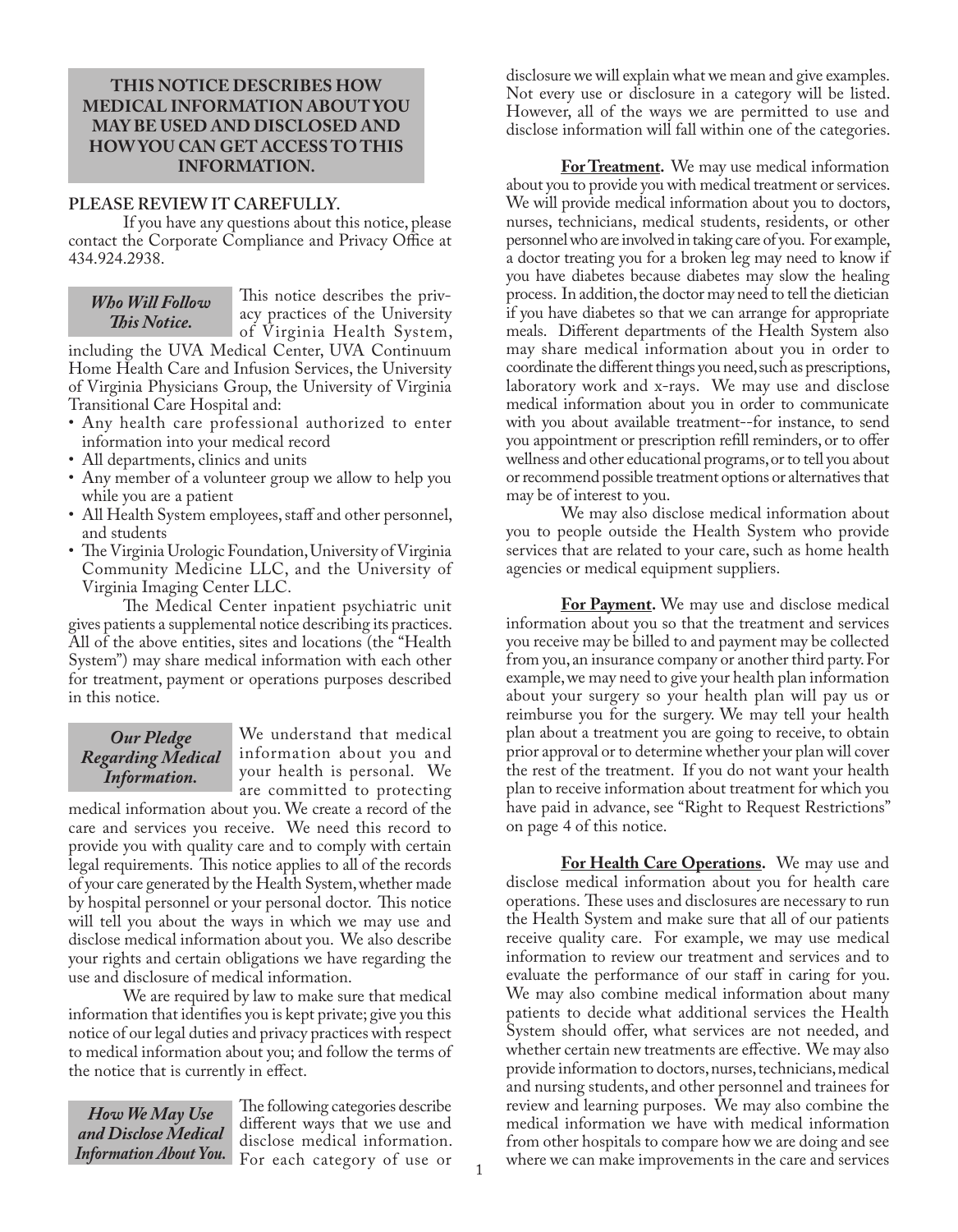## THIS NOTICE DESCRIBES HOW MEDICAL INFORMATION ABOUT YOU MAY BE USED AND DISCLOSED AND HOW YOU CAN GET ACCESS TO THIS INFORMATION.

**PLEASE REVIEW IT CAREFULLY.**

If you have any questions about this notice, please contact the Corporate Compliance and Privacy Office at 434.924.2938.

### *Who Will Follow This Notice.*

This notice describes the privacy practices of the University of Virginia Health System, including the UVA Medical Center, UVA Continuum Home Health Care and Infusion Services, the University of Virginia Physicians Group, the University of Virginia Transitional Care Hospital and:

- Any health care professional authorized to enter information into your medical record
- All departments, clinics and units
- Any member of a volunteer group we allow to help you while you are a patient
- All Health System employees, staff and other personnel, and students
- The Virginia Urologic Foundation, University of Virginia Community Medicine LLC, and the University of Virginia Imaging Center LLC.

The Medical Center inpatient psychiatric unit gives patients a supplemental notice describing its practices. All of the above entities, sites and locations (the "Health System") may share medical information with each other for treatment, payment or operations purposes described in this notice.

### *Our Pledge Regarding Medical Information.*

We understand that medical information about you and your health is personal. We are committed to protecting medical information about you. We create a record of the care and services you receive. We need this record to provide you with quality care and to comply with certain legal requirements. This notice applies to all of the records of your care generated by the Health System, whether made by hospital personnel or your personal doctor. This notice will tell you about the ways in which we may use and disclose medical information about you. We also describe your rights and certain obligations we have regarding the use and disclosure of medical information.

We are required by law to make sure that medical information that identifies you is kept private; give you this notice of our legal duties and privacy practices with respect to medical information about you; and follow the terms of the notice that is currently in effect.

### *How We May Use and Disclose Medical Information About You.*

The following categories describe different ways that we use and disclose medical information. For each category of use or disclosure we will explain what we mean and give examples. Not every use or disclosure in a category will be listed. However, all of the ways we are permitted to use and disclose information will fall within one of the categories.

**For Treatment.** We may use medical information about you to provide you with medical treatment or services. We will provide medical information about you to doctors, nurses, technicians, medical students, residents, or other personnel who are involved in taking care of you. For example, a doctor treating you for a broken leg may need to know if you have diabetes because diabetes may slow the healing process. In addition, the doctor may need to tell the dietician if you have diabetes so that we can arrange for appropriate meals. Different departments of the Health System also may share medical information about you in order to coordinate the different things you need, such as prescriptions, laboratory work and x-rays. We may use and disclose medical information about you in order to communicate with you about available treatment--for instance, to send you appointment or prescription refill reminders, or to offer wellness and other educational programs, or to tell you about or recommend possible treatment options or alternatives that may be of interest to you.

We may also disclose medical information about you to people outside the Health System who provide services that are related to your care, such as home health agencies or medical equipment suppliers.

**For Payment.** We may use and disclose medical information about you so that the treatment and services you receive may be billed to and payment may be collected from you, an insurance company or another third party. For example, we may need to give your health plan information about your surgery so your health plan will pay us or reimburse you for the surgery. We may tell your health plan about a treatment you are going to receive, to obtain prior approval or to determine whether your plan will cover the rest of the treatment. If you do not want your health plan to receive information about treatment for which you have paid in advance, see "Right to Request Restrictions" on page 4 of this notice.

**For Health Care Operations.** We may use and disclose medical information about you for health care operations. These uses and disclosures are necessary to run the Health System and make sure that all of our patients receive quality care. For example, we may use medical information to review our treatment and services and to evaluate the performance of our staff in caring for you. We may also combine medical information about many patients to decide what additional services the Health System should offer, what services are not needed, and whether certain new treatments are effective. We may also provide information to doctors, nurses, technicians, medical and nursing students, and other personnel and trainees for review and learning purposes. We may also combine the medical information we have with medical information from other hospitals to compare how we are doing and see where we can make improvements in the care and services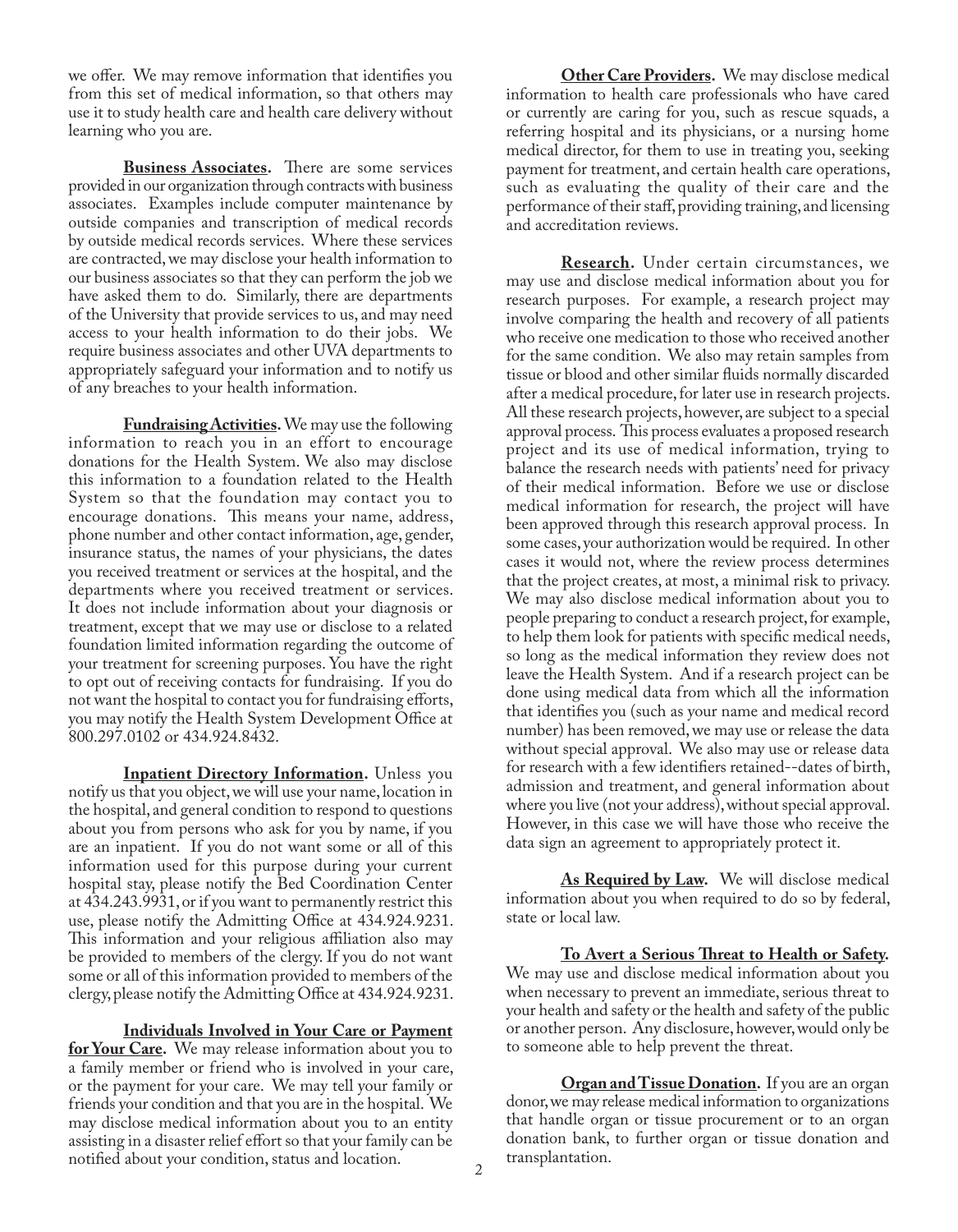we offer. We may remove information that identifies you from this set of medical information, so that others may use it to study health care and health care delivery without learning who you are.

**Business Associates.** There are some services provided in our organization through contracts with business associates. Examples include computer maintenance by outside companies and transcription of medical records by outside medical records services. Where these services are contracted, we may disclose your health information to our business associates so that they can perform the job we have asked them to do. Similarly, there are departments of the University that provide services to us, and may need access to your health information to do their jobs. We require business associates and other UVA departments to appropriately safeguard your information and to notify us of any breaches to your health information.

**Fundraising Activities.** We may use the following information to reach you in an effort to encourage donations for the Health System. We also may disclose this information to a foundation related to the Health System so that the foundation may contact you to encourage donations. This means your name, address, phone number and other contact information, age, gender, insurance status, the names of your physicians, the dates you received treatment or services at the hospital, and the departments where you received treatment or services. It does not include information about your diagnosis or treatment, except that we may use or disclose to a related foundation limited information regarding the outcome of your treatment for screening purposes. You have the right to opt out of receiving contacts for fundraising. If you do not want the hospital to contact you for fundraising efforts, you may notify the Health System Development Office at 800.297.0102 or 434.924.8432.

**Inpatient Directory Information.** Unless you notify us that you object, we will use your name, location in the hospital, and general condition to respond to questions about you from persons who ask for you by name, if you are an inpatient. If you do not want some or all of this information used for this purpose during your current hospital stay, please notify the Bed Coordination Center at 434.243.9931, or if you want to permanently restrict this use, please notify the Admitting Office at 434.924.9231. This information and your religious affiliation also may be provided to members of the clergy. If you do not want some or all of this information provided to members of the clergy, please notify the Admitting Office at 434.924.9231.

**Individuals Involved in Your Care or Payment for Your Care.** We may release information about you to a family member or friend who is involved in your care, or the payment for your care. We may tell your family or friends your condition and that you are in the hospital. We may disclose medical information about you to an entity assisting in a disaster relief effort so that your family can be notified about your condition, status and location.

**Other Care Providers.** We may disclose medical information to health care professionals who have cared or currently are caring for you, such as rescue squads, a referring hospital and its physicians, or a nursing home medical director, for them to use in treating you, seeking payment for treatment, and certain health care operations, such as evaluating the quality of their care and the performance of their staff, providing training, and licensing and accreditation reviews.

**Research.** Under certain circumstances, we may use and disclose medical information about you for research purposes. For example, a research project may involve comparing the health and recovery of all patients who receive one medication to those who received another for the same condition. We also may retain samples from tissue or blood and other similar fluids normally discarded after a medical procedure, for later use in research projects. All these research projects, however, are subject to a special approval process. This process evaluates a proposed research project and its use of medical information, trying to balance the research needs with patients' need for privacy of their medical information. Before we use or disclose medical information for research, the project will have been approved through this research approval process. In some cases, your authorization would be required. In other cases it would not, where the review process determines that the project creates, at most, a minimal risk to privacy. We may also disclose medical information about you to people preparing to conduct a research project, for example, to help them look for patients with specific medical needs, so long as the medical information they review does not leave the Health System. And if a research project can be done using medical data from which all the information that identifies you (such as your name and medical record number) has been removed, we may use or release the data without special approval. We also may use or release data for research with a few identifiers retained--dates of birth, admission and treatment, and general information about where you live (not your address), without special approval. However, in this case we will have those who receive the data sign an agreement to appropriately protect it.

**As Required by Law.** We will disclose medical information about you when required to do so by federal, state or local law.

**To Avert a Serious Threat to Health or Safety.** We may use and disclose medical information about you when necessary to prevent an immediate, serious threat to your health and safety or the health and safety of the public or another person. Any disclosure, however, would only be to someone able to help prevent the threat.

**Organ and Tissue Donation.** If you are an organ donor, we may release medical information to organizations that handle organ or tissue procurement or to an organ donation bank, to further organ or tissue donation and transplantation.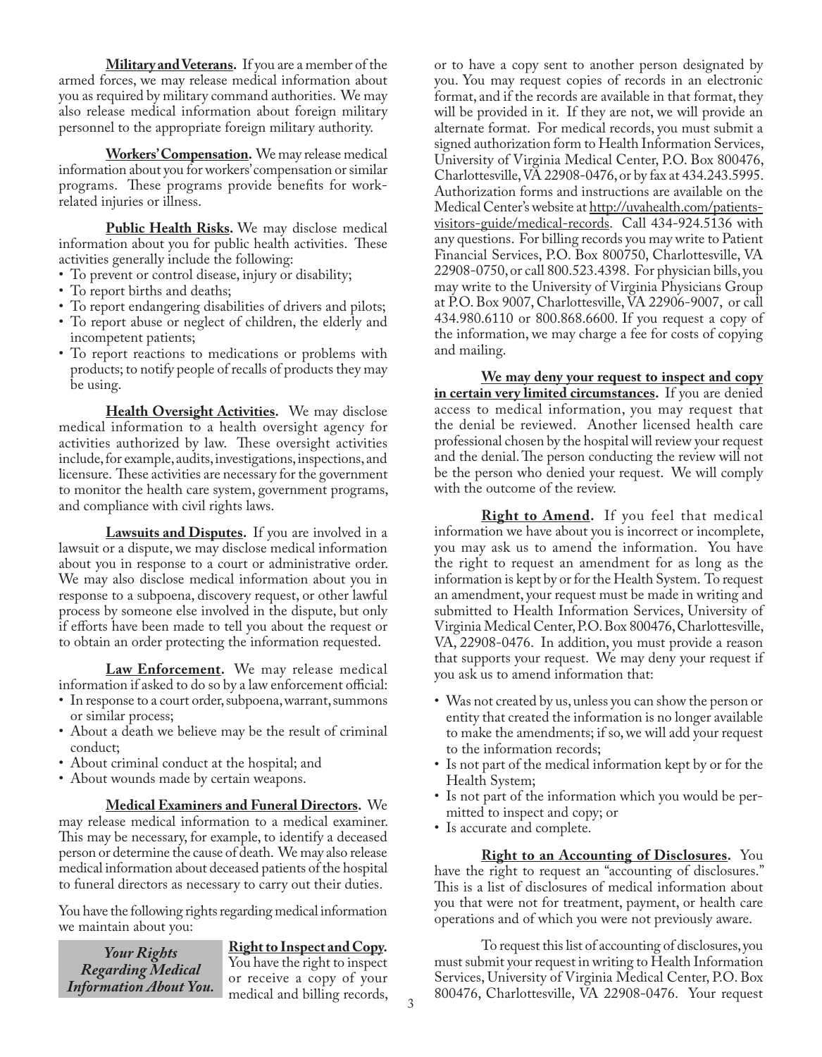**Military and Veterans.** If you are a member of the armed forces, we may release medical information about you as required by military command authorities. We may also release medical information about foreign military personnel to the appropriate foreign military authority.

**Workers' Compensation.** We may release medical information about you for workers' compensation or similar programs. These programs provide benefits for work-related injuries or illness.

**Public Health Risks.** We may disclose medical information about you for public health activities. These activities generally include the following:

- To prevent or control disease, injury or disability;
- To report births and deaths;
- To report endangering disabilities of drivers and pilots;
- To report abuse or neglect of children, the elderly and incompetent patients;
- To report reactions to medications or problems with products; to notify people of recalls of products they may be using.

**Health Oversight Activities.** We may disclose medical information to a health oversight agency for activities authorized by law. These oversight activities include, for example, audits, investigations, inspections, and licensure. These activities are necessary for the government to monitor the health care system, government programs, and compliance with civil rights laws.

**Lawsuits and Disputes.** If you are involved in a lawsuit or a dispute, we may disclose medical information about you in response to a court or administrative order. We may also disclose medical information about you in response to a subpoena, discovery request, or other lawful process by someone else involved in the dispute, but only if efforts have been made to tell you about the request or to obtain an order protecting the information requested.

**Law Enforcement.** We may release medical information if asked to do so by a law enforcement official:

- In response to a court order, subpoena, warrant, summons or similar process;
- About a death we believe may be the result of criminal conduct;
- About criminal conduct at the hospital; and
- About wounds made by certain weapons.

**Medical Examiners and Funeral Directors.** We may release medical information to a medical examiner. This may be necessary, for example, to identify a deceased person or determine the cause of death. We may also release medical information about deceased patients of the hospital to funeral directors as necessary to carry out their duties.

You have the following rights regarding medical information we maintain about you:

***Your Rights Regarding Medical Information About You.***

**Right to Inspect and Copy.** You have the right to inspect or receive a copy of your medical and billing records, or to have a copy sent to another person designated by you. You may request copies of records in an electronic format, and if the records are available in that format, they will be provided in it. If they are not, we will provide an alternate format. For medical records, you must submit a signed authorization form to Health Information Services, University of Virginia Medical Center, P.O. Box 800476, Charlottesville, VA 22908-0476, or by fax at 434.243.5995. Authorization forms and instructions are available on the Medical Center's website at http://uvahealth.com/patients-visitors-guide/medical-records. Call 434-924.5136 with any questions. For billing records you may write to Patient Financial Services, P.O. Box 800750, Charlottesville, VA 22908-0750, or call 800.523.4398. For physician bills, you may write to the University of Virginia Physicians Group at P.O. Box 9007, Charlottesville, VA 22906-9007, or call 434.980.6110 or 800.868.6600. If you request a copy of the information, we may charge a fee for costs of copying and mailing.

**We may deny your request to inspect and copy in certain very limited circumstances.** If you are denied access to medical information, you may request that the denial be reviewed. Another licensed health care professional chosen by the hospital will review your request and the denial. The person conducting the review will not be the person who denied your request. We will comply with the outcome of the review.

**Right to Amend.** If you feel that medical information we have about you is incorrect or incomplete, you may ask us to amend the information. You have the right to request an amendment for as long as the information is kept by or for the Health System. To request an amendment, your request must be made in writing and submitted to Health Information Services, University of Virginia Medical Center, P.O. Box 800476, Charlottesville, VA, 22908-0476. In addition, you must provide a reason that supports your request. We may deny your request if you ask us to amend information that:

- Was not created by us, unless you can show the person or entity that created the information is no longer available to make the amendments; if so, we will add your request to the information records;
- Is not part of the medical information kept by or for the Health System;
- Is not part of the information which you would be permitted to inspect and copy; or
- Is accurate and complete.

**Right to an Accounting of Disclosures.** You have the right to request an "accounting of disclosures." This is a list of disclosures of medical information about you that were not for treatment, payment, or health care operations and of which you were not previously aware.

To request this list of accounting of disclosures, you must submit your request in writing to Health Information Services, University of Virginia Medical Center, P.O. Box 800476, Charlottesville, VA 22908-0476. Your request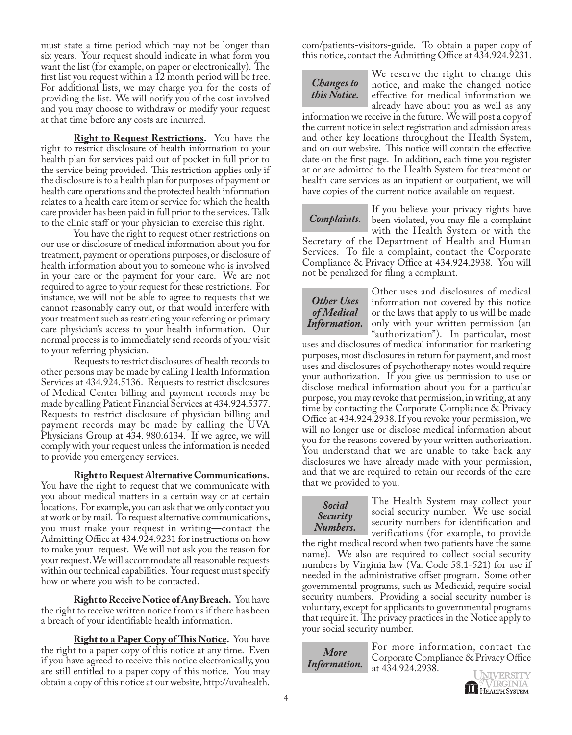must state a time period which may not be longer than six years. Your request should indicate in what form you want the list (for example, on paper or electronically). The first list you request within a 12 month period will be free. For additional lists, we may charge you for the costs of providing the list. We will notify you of the cost involved and you may choose to withdraw or modify your request at that time before any costs are incurred.

**Right to Request Restrictions.** You have the right to restrict disclosure of health information to your health plan for services paid out of pocket in full prior to the service being provided. This restriction applies only if the disclosure is to a health plan for purposes of payment or health care operations and the protected health information relates to a health care item or service for which the health care provider has been paid in full prior to the services. Talk to the clinic staff or your physician to exercise this right.

You have the right to request other restrictions on our use or disclosure of medical information about you for treatment, payment or operations purposes, or disclosure of health information about you to someone who is involved in your care or the payment for your care. We are not required to agree to your request for these restrictions. For instance, we will not be able to agree to requests that we cannot reasonably carry out, or that would interfere with your treatment such as restricting your referring or primary care physician's access to your health information. Our normal process is to immediately send records of your visit to your referring physician.

Requests to restrict disclosures of health records to other persons may be made by calling Health Information Services at 434.924.5136. Requests to restrict disclosures of Medical Center billing and payment records may be made by calling Patient Financial Services at 434.924.5377. Requests to restrict disclosure of physician billing and payment records may be made by calling the UVA Physicians Group at 434. 980.6134. If we agree, we will comply with your request unless the information is needed to provide you emergency services.

**Right to Request Alternative Communications.** You have the right to request that we communicate with you about medical matters in a certain way or at certain locations. For example, you can ask that we only contact you at work or by mail. To request alternative communications, you must make your request in writing—contact the Admitting Office at 434.924.9231 for instructions on how to make your request. We will not ask you the reason for your request. We will accommodate all reasonable requests within our technical capabilities. Your request must specify how or where you wish to be contacted.

**Right to Receive Notice of Any Breach.** You have the right to receive written notice from us if there has been a breach of your identifiable health information.

**Right to a Paper Copy of This Notice.** You have the right to a paper copy of this notice at any time. Even if you have agreed to receive this notice electronically, you are still entitled to a paper copy of this notice. You may obtain a copy of this notice at our website, http://uvahealth.com/patients-visitors-guide. To obtain a paper copy of this notice, contact the Admitting Office at 434.924.9231.

***Changes to this Notice.*** We reserve the right to change this notice, and make the changed notice effective for medical information we already have about you as well as any information we receive in the future. We will post a copy of the current notice in select registration and admission areas and other key locations throughout the Health System, and on our website. This notice will contain the effective date on the first page. In addition, each time you register at or are admitted to the Health System for treatment or health care services as an inpatient or outpatient, we will have copies of the current notice available on request.

***Complaints.*** If you believe your privacy rights have been violated, you may file a complaint with the Health System or with the Secretary of the Department of Health and Human Services. To file a complaint, contact the Corporate Compliance & Privacy Office at 434.924.2938. You will not be penalized for filing a complaint.

***Other Uses of Medical Information.*** Other uses and disclosures of medical information not covered by this notice or the laws that apply to us will be made only with your written permission (an "authorization"). In particular, most uses and disclosures of medical information for marketing purposes, most disclosures in return for payment, and most uses and disclosures of psychotherapy notes would require your authorization. If you give us permission to use or disclose medical information about you for a particular purpose, you may revoke that permission, in writing, at any time by contacting the Corporate Compliance & Privacy Office at 434.924.2938. If you revoke your permission, we will no longer use or disclose medical information about you for the reasons covered by your written authorization. You understand that we are unable to take back any disclosures we have already made with your permission, and that we are required to retain our records of the care that we provided to you.

***Social Security Numbers.*** The Health System may collect your social security number. We use social security numbers for identification and verifications (for example, to provide the right medical record when two patients have the same name). We also are required to collect social security numbers by Virginia law (Va. Code 58.1-521) for use if needed in the administrative offset program. Some other governmental programs, such as Medicaid, require social security numbers. Providing a social security number is voluntary, except for applicants to governmental programs that require it. The privacy practices in the Notice apply to your social security number.

***More Information.*** For more information, contact the Corporate Compliance & Privacy Office at 434.924.2938.

University of Virginia Health System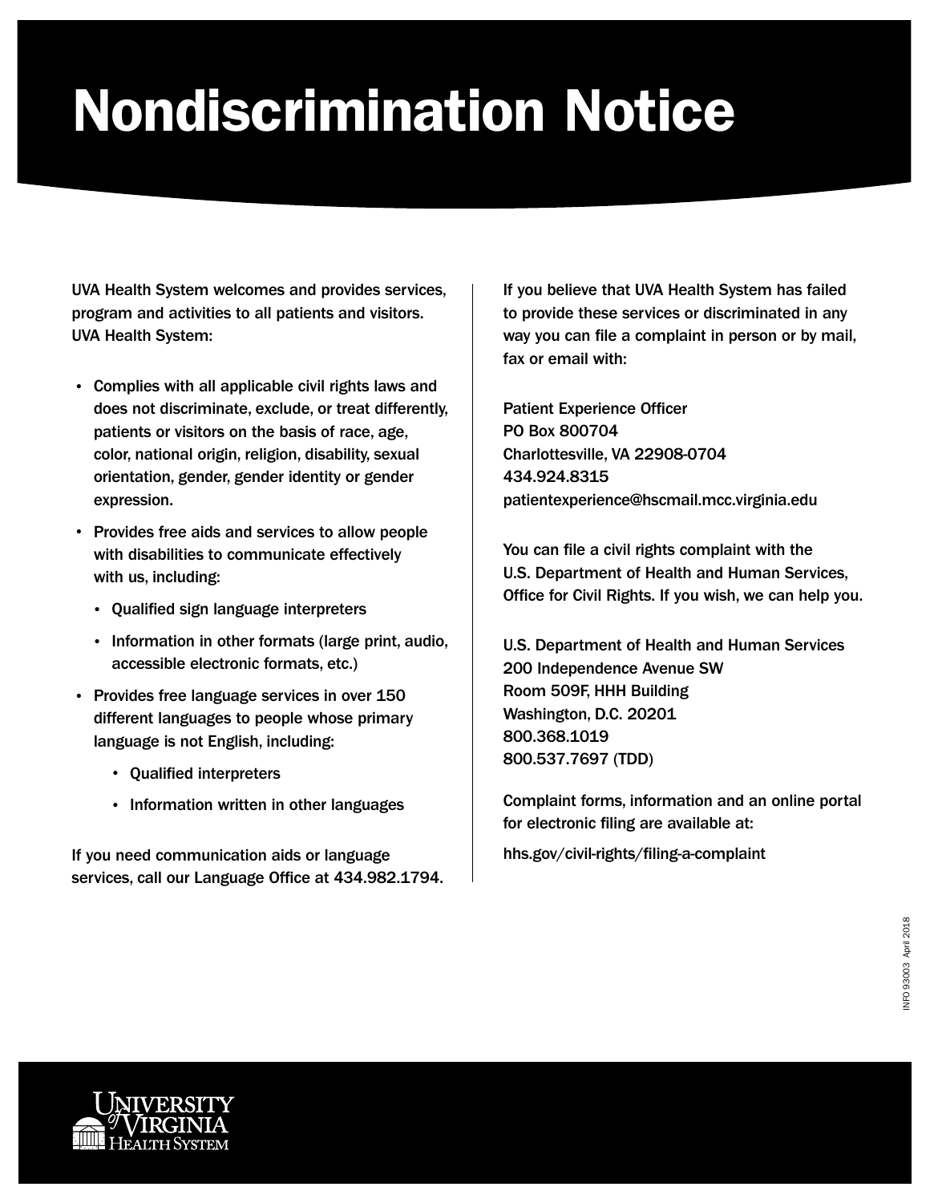# Nondiscrimination Notice

UVA Health System welcomes and provides services, program and activities to all patients and visitors. UVA Health System:

- Complies with all applicable civil rights laws and does not discriminate, exclude, or treat differently, patients or visitors on the basis of race, age, color, national origin, religion, disability, sexual orientation, gender, gender identity or gender expression.
- Provides free aids and services to allow people with disabilities to communicate effectively with us, including:
  - Qualified sign language interpreters
  - Information in other formats (large print, audio, accessible electronic formats, etc.)
- Provides free language services in over 150 different languages to people whose primary language is not English, including:
  - Qualified interpreters
  - Information written in other languages

If you need communication aids or language services, call our Language Office at 434.982.1794.

If you believe that UVA Health System has failed to provide these services or discriminated in any way you can file a complaint in person or by mail, fax or email with:

Patient Experience Officer
PO Box 800704
Charlottesville, VA 22908-0704
434.924.8315
patientexperience@hscmail.mcc.virginia.edu

You can file a civil rights complaint with the U.S. Department of Health and Human Services, Office for Civil Rights. If you wish, we can help you.

U.S. Department of Health and Human Services
200 Independence Avenue SW
Room 509F, HHH Building
Washington, D.C. 20201
800.368.1019
800.537.7697 (TDD)

Complaint forms, information and an online portal for electronic filing are available at:

hhs.gov/civil-rights/filing-a-complaint

INFO 93003 April 2018

University of Virginia Health System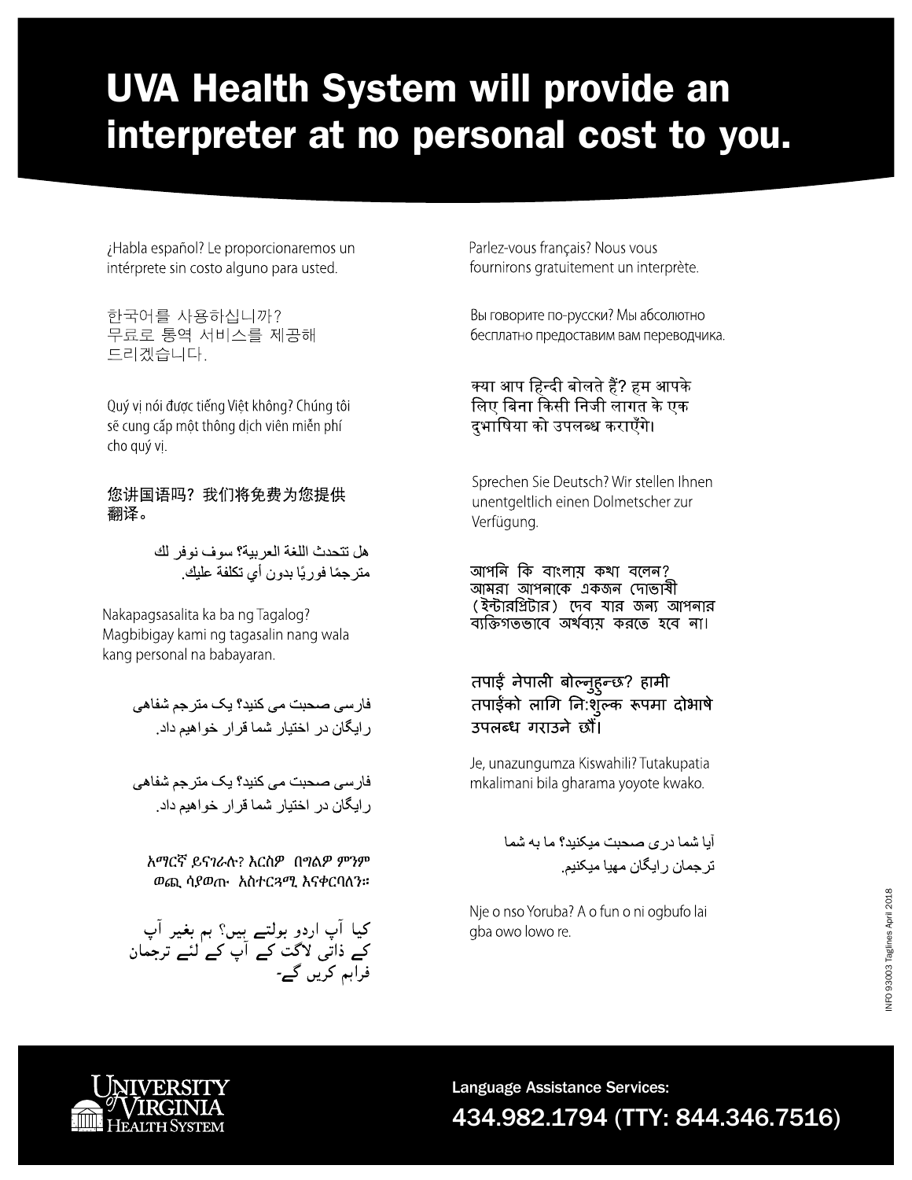# UVA Health System will provide an interpreter at no personal cost to you.

¿Habla español? Le proporcionaremos un intérprete sin costo alguno para usted.

한국어를 사용하십니까? 무료로 통역 서비스를 제공해 드리겠습니다.

Quý vị nói được tiếng Việt không? Chúng tôi sẽ cung cấp một thông dịch viên miễn phí cho quý vị.

您讲国语吗？我们将免费为您提供翻译。

هل تتحدث اللغة العربية؟ سوف نوفر لك مترجمًا فوريًا بدون أي تكلفة عليك.

Nakapagsasalita ka ba ng Tagalog? Magbibigay kami ng tagasalin nang wala kang personal na babayaran.

فارسی صحبت می کنید؟ یک مترجم شفاهی رایگان در اختیار شما قرار خواهیم داد.

فارسی صحبت می کنید؟ یک مترجم شفاهی رایگان در اختیار شما قرار خواهیم داد.

አማርኛ ይናገራሉ? እርስዎ በግልዎ ምንም ወጪ ሳያወጡ አስተርጓሚ እናቀርባለን።

کیا آپ اردو بولتے ہیں؟ ہم بغیر آپ کے ذاتی لاگت کے آپ کے لئے ترجمان فراہم کریں گے۔

Parlez-vous français? Nous vous fournirons gratuitement un interprète.

Вы говорите по-русски? Мы абсолютно бесплатно предоставим вам переводчика.

क्या आप हिन्दी बोलते हैं? हम आपके लिए बिना किसी निजी लागत के एक दुभाषिया को उपलब्ध कराएँगे।

Sprechen Sie Deutsch? Wir stellen Ihnen unentgeltlich einen Dolmetscher zur Verfügung.

আপনি কি বাংলায় কথা বলেন? আমরা আপনাকে একজন দোভাষী (ইন্টারপ্রিটার) দেব যার জন্য আপনার ব্যক্তিগতভাবে অর্থব্যয় করতে হবে না।

तपाईं नेपाली बोल्नुहुन्छ? हामी तपाईंको लागि नि:शुल्क रूपमा दोभाषे उपलब्ध गराउने छौं।

Je, unazungumza Kiswahili? Tutakupatia mkalimani bila gharama yoyote kwako.

آیا شما دری صحبت میکنید؟ ما به شما ترجمان رایگان مهیا میکنیم.

Nje o nso Yoruba? A o fun o ni ogbufo lai gba owo lowo re.

INFO 93003 Taglines April 2018

University of Virginia Health System

Language Assistance Services:

434.982.1794 (TTY: 844.346.7516)